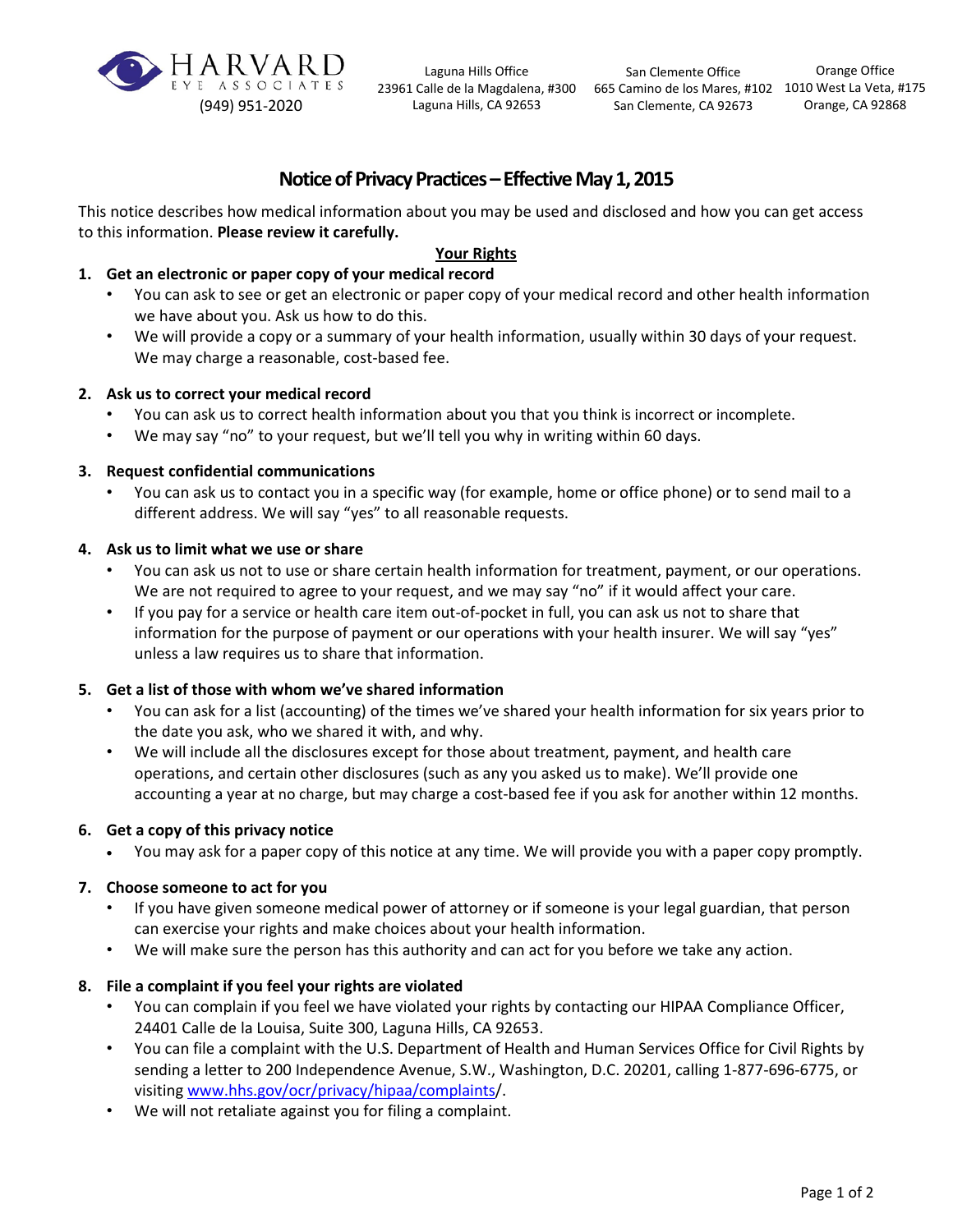HARVARD EYE ASSOCIATES
(949) 951-2020

Laguna Hills Office
23961 Calle de la Magdalena, #300
Laguna Hills, CA 92653

San Clemente Office
665 Camino de los Mares, #102
San Clemente, CA 92673

Orange Office
1010 West La Veta, #175
Orange, CA 92868

# Notice of Privacy Practices – Effective May 1, 2015

This notice describes how medical information about you may be used and disclosed and how you can get access to this information. **Please review it carefully.**

## Your Rights

1. **Get an electronic or paper copy of your medical record**
   - You can ask to see or get an electronic or paper copy of your medical record and other health information we have about you. Ask us how to do this.
   - We will provide a copy or a summary of your health information, usually within 30 days of your request. We may charge a reasonable, cost-based fee.

2. **Ask us to correct your medical record**
   - You can ask us to correct health information about you that you think is incorrect or incomplete.
   - We may say "no" to your request, but we'll tell you why in writing within 60 days.

3. **Request confidential communications**
   - You can ask us to contact you in a specific way (for example, home or office phone) or to send mail to a different address. We will say "yes" to all reasonable requests.

4. **Ask us to limit what we use or share**
   - You can ask us not to use or share certain health information for treatment, payment, or our operations. We are not required to agree to your request, and we may say "no" if it would affect your care.
   - If you pay for a service or health care item out-of-pocket in full, you can ask us not to share that information for the purpose of payment or our operations with your health insurer. We will say "yes" unless a law requires us to share that information.

5. **Get a list of those with whom we've shared information**
   - You can ask for a list (accounting) of the times we've shared your health information for six years prior to the date you ask, who we shared it with, and why.
   - We will include all the disclosures except for those about treatment, payment, and health care operations, and certain other disclosures (such as any you asked us to make). We'll provide one accounting a year at no charge, but may charge a cost-based fee if you ask for another within 12 months.

6. **Get a copy of this privacy notice**
   - You may ask for a paper copy of this notice at any time. We will provide you with a paper copy promptly.

7. **Choose someone to act for you**
   - If you have given someone medical power of attorney or if someone is your legal guardian, that person can exercise your rights and make choices about your health information.
   - We will make sure the person has this authority and can act for you before we take any action.

8. **File a complaint if you feel your rights are violated**
   - You can complain if you feel we have violated your rights by contacting our HIPAA Compliance Officer, 24401 Calle de la Louisa, Suite 300, Laguna Hills, CA 92653.
   - You can file a complaint with the U.S. Department of Health and Human Services Office for Civil Rights by sending a letter to 200 Independence Avenue, S.W., Washington, D.C. 20201, calling 1-877-696-6775, or visiting www.hhs.gov/ocr/privacy/hipaa/complaints/.
   - We will not retaliate against you for filing a complaint.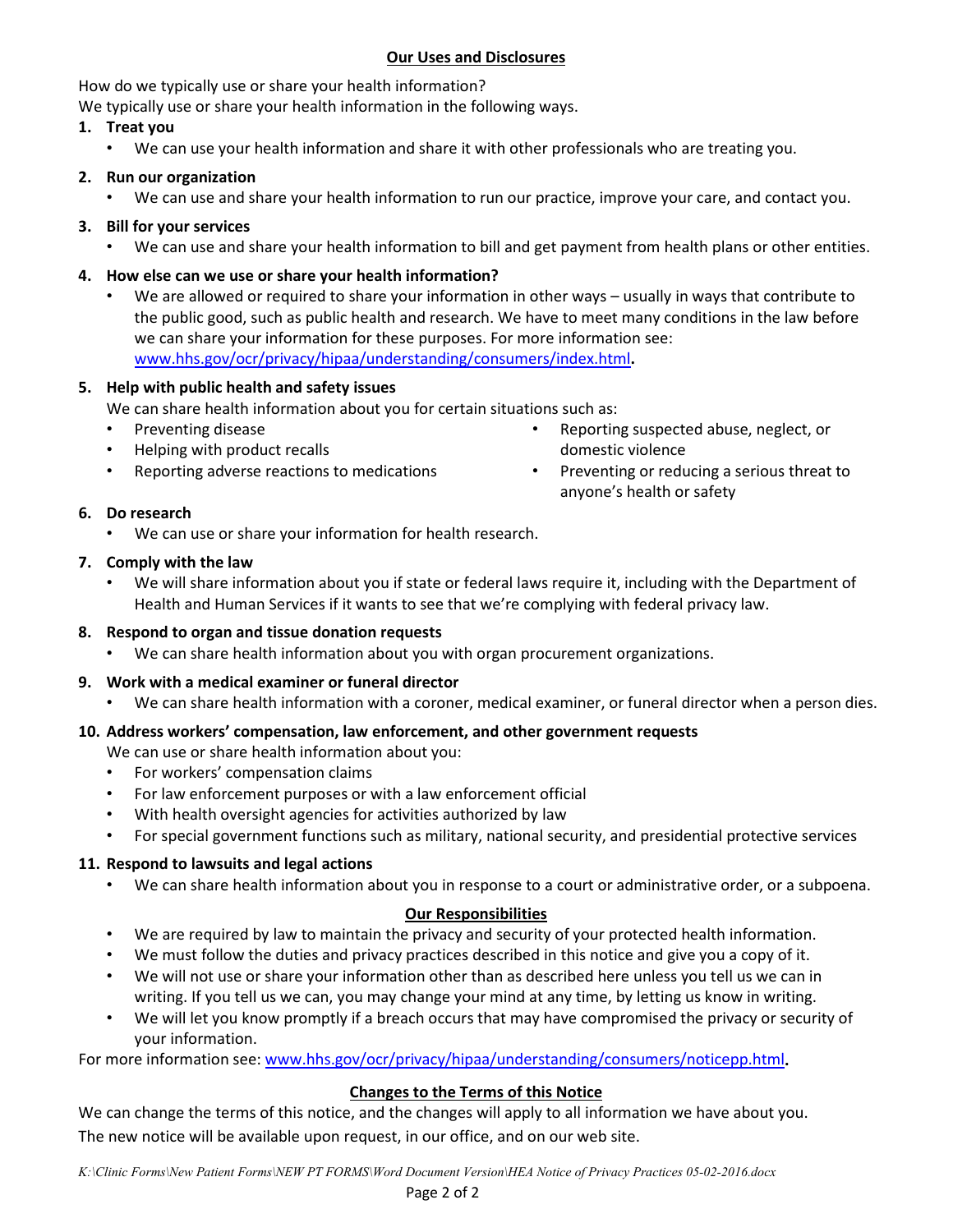## Our Uses and Disclosures

How do we typically use or share your health information?
We typically use or share your health information in the following ways.

1. **Treat you**
   - We can use your health information and share it with other professionals who are treating you.

2. **Run our organization**
   - We can use and share your health information to run our practice, improve your care, and contact you.

3. **Bill for your services**
   - We can use and share your health information to bill and get payment from health plans or other entities.

4. **How else can we use or share your health information?**
   - We are allowed or required to share your information in other ways – usually in ways that contribute to the public good, such as public health and research. We have to meet many conditions in the law before we can share your information for these purposes. For more information see: [www.hhs.gov/ocr/privacy/hipaa/understanding/consumers/index.html](http://www.hhs.gov/ocr/privacy/hipaa/understanding/consumers/index.html).

5. **Help with public health and safety issues**

   We can share health information about you for certain situations such as:
   - Preventing disease
   - Helping with product recalls
   - Reporting adverse reactions to medications
   - Reporting suspected abuse, neglect, or domestic violence
   - Preventing or reducing a serious threat to anyone's health or safety

6. **Do research**
   - We can use or share your information for health research.

7. **Comply with the law**
   - We will share information about you if state or federal laws require it, including with the Department of Health and Human Services if it wants to see that we're complying with federal privacy law.

8. **Respond to organ and tissue donation requests**
   - We can share health information about you with organ procurement organizations.

9. **Work with a medical examiner or funeral director**
   - We can share health information with a coroner, medical examiner, or funeral director when a person dies.

10. **Address workers' compensation, law enforcement, and other government requests**

    We can use or share health information about you:
    - For workers' compensation claims
    - For law enforcement purposes or with a law enforcement official
    - With health oversight agencies for activities authorized by law
    - For special government functions such as military, national security, and presidential protective services

11. **Respond to lawsuits and legal actions**
    - We can share health information about you in response to a court or administrative order, or a subpoena.

## Our Responsibilities

- We are required by law to maintain the privacy and security of your protected health information.
- We must follow the duties and privacy practices described in this notice and give you a copy of it.
- We will not use or share your information other than as described here unless you tell us we can in writing. If you tell us we can, you may change your mind at any time, by letting us know in writing.
- We will let you know promptly if a breach occurs that may have compromised the privacy or security of your information.

For more information see: [www.hhs.gov/ocr/privacy/hipaa/understanding/consumers/noticepp.html](http://www.hhs.gov/ocr/privacy/hipaa/understanding/consumers/noticepp.html).

## Changes to the Terms of this Notice

We can change the terms of this notice, and the changes will apply to all information we have about you. The new notice will be available upon request, in our office, and on our web site.

*K:\Clinic Forms\New Patient Forms\NEW PT FORMS\Word Document Version\HEA Notice of Privacy Practices 05-02-2016.docx*